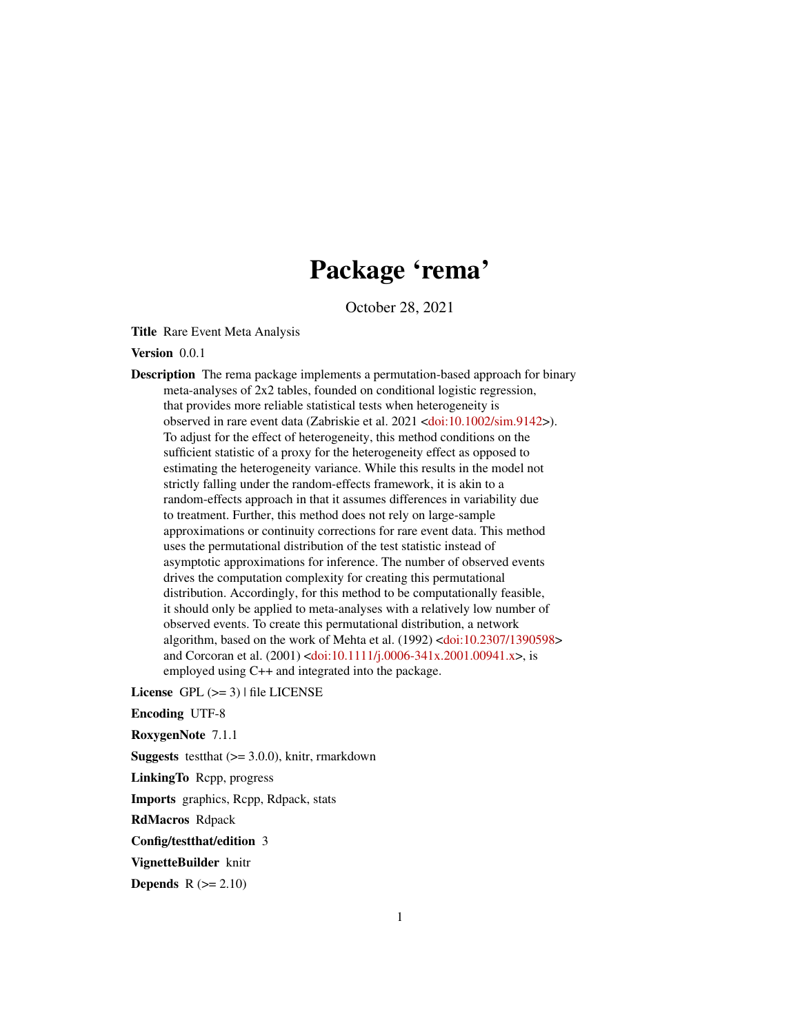# Package 'rema'

October 28, 2021

**Title** Rare Event Meta Analysis

**Version** 0.0.1

**Description** The rema package implements a permutation-based approach for binary meta-analyses of 2x2 tables, founded on conditional logistic regression, that provides more reliable statistical tests when heterogeneity is observed in rare event data (Zabriskie et al. 2021 <doi:10.1002/sim.9142>). To adjust for the effect of heterogeneity, this method conditions on the sufficient statistic of a proxy for the heterogeneity effect as opposed to estimating the heterogeneity variance. While this results in the model not strictly falling under the random-effects framework, it is akin to a random-effects approach in that it assumes differences in variability due to treatment. Further, this method does not rely on large-sample approximations or continuity corrections for rare event data. This method uses the permutational distribution of the test statistic instead of asymptotic approximations for inference. The number of observed events drives the computation complexity for creating this permutational distribution. Accordingly, for this method to be computationally feasible, it should only be applied to meta-analyses with a relatively low number of observed events. To create this permutational distribution, a network algorithm, based on the work of Mehta et al. (1992) <doi:10.2307/1390598> and Corcoran et al. (2001) <doi:10.1111/j.0006-341x.2001.00941.x>, is employed using C++ and integrated into the package.

**License** GPL (>= 3) | file LICENSE

**Encoding** UTF-8

**RoxygenNote** 7.1.1

**Suggests** testthat (>= 3.0.0), knitr, rmarkdown

**LinkingTo** Rcpp, progress

**Imports** graphics, Rcpp, Rdpack, stats

**RdMacros** Rdpack

**Config/testthat/edition** 3

**VignetteBuilder** knitr

**Depends** R (>= 2.10)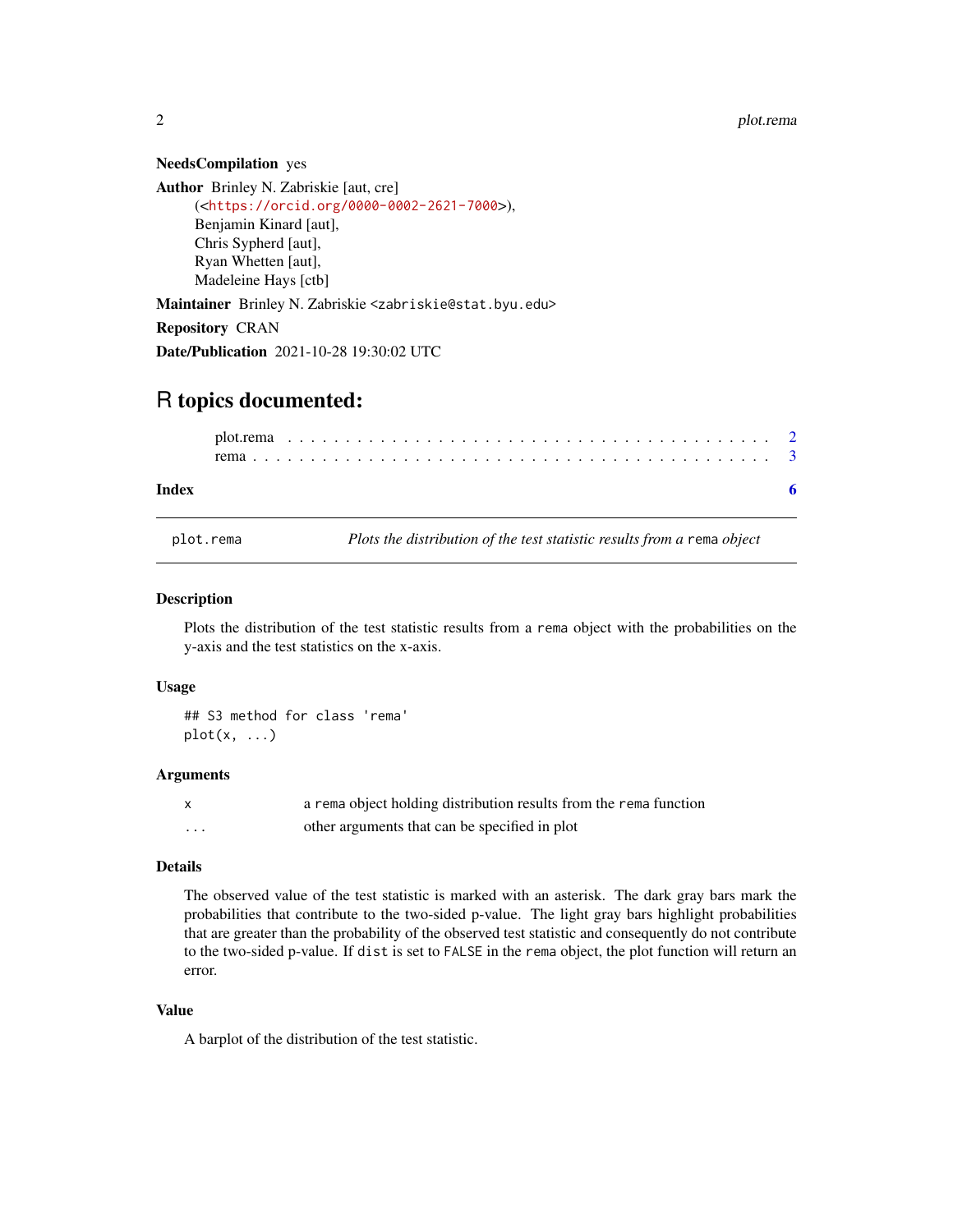**NeedsCompilation** yes

**Author** Brinley N. Zabriskie [aut, cre]
(<https://orcid.org/0000-0002-2621-7000>),
Benjamin Kinard [aut],
Chris Sypherd [aut],
Ryan Whetten [aut],
Madeleine Hays [ctb]

**Maintainer** Brinley N. Zabriskie <zabriskie@stat.byu.edu>

**Repository** CRAN

**Date/Publication** 2021-10-28 19:30:02 UTC

# R topics documented:

- plot.rema . . . . . . . . . . . . . . . . . . . . . . . . . . . . . . . . . . . . . . 2
- rema . . . . . . . . . . . . . . . . . . . . . . . . . . . . . . . . . . . . . . . . . 3

**Index** 6

---

## plot.rema — *Plots the distribution of the test statistic results from a `rema` object*

---

### Description

Plots the distribution of the test statistic results from a `rema` object with the probabilities on the y-axis and the test statistics on the x-axis.

### Usage

```
## S3 method for class 'rema'
plot(x, ...)
```

### Arguments

| | |
|---|---|
| x | a `rema` object holding distribution results from the `rema` function |
| ... | other arguments that can be specified in plot |

### Details

The observed value of the test statistic is marked with an asterisk. The dark gray bars mark the probabilities that contribute to the two-sided p-value. The light gray bars highlight probabilities that are greater than the probability of the observed test statistic and consequently do not contribute to the two-sided p-value. If `dist` is set to `FALSE` in the `rema` object, the plot function will return an error.

### Value

A barplot of the distribution of the test statistic.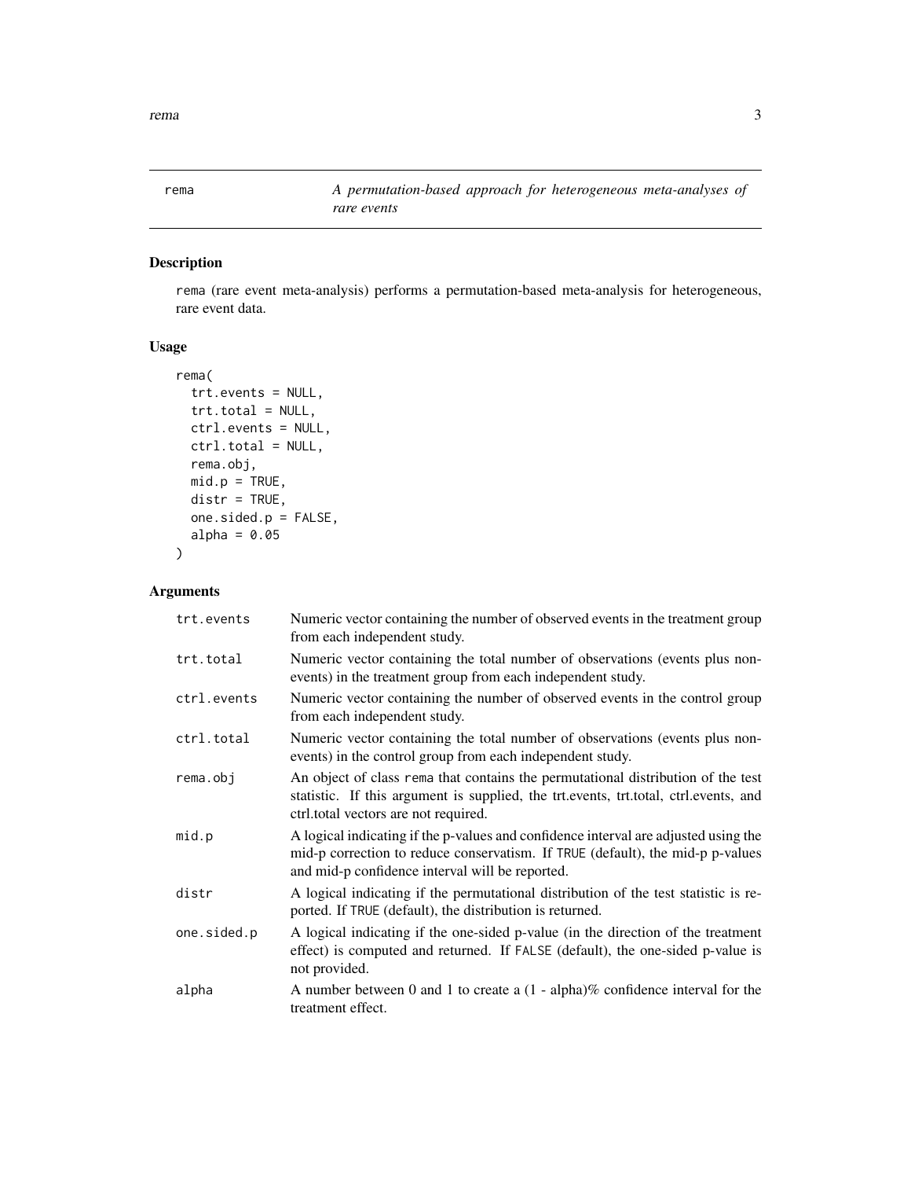# rema — *A permutation-based approach for heterogeneous meta-analyses of rare events*

## Description

rema (rare event meta-analysis) performs a permutation-based meta-analysis for heterogeneous, rare event data.

## Usage

```
rema(
  trt.events = NULL,
  trt.total = NULL,
  ctrl.events = NULL,
  ctrl.total = NULL,
  rema.obj,
  mid.p = TRUE,
  distr = TRUE,
  one.sided.p = FALSE,
  alpha = 0.05
)
```

## Arguments

| Argument | Description |
| --- | --- |
| trt.events | Numeric vector containing the number of observed events in the treatment group from each independent study. |
| trt.total | Numeric vector containing the total number of observations (events plus non-events) in the treatment group from each independent study. |
| ctrl.events | Numeric vector containing the number of observed events in the control group from each independent study. |
| ctrl.total | Numeric vector containing the total number of observations (events plus non-events) in the control group from each independent study. |
| rema.obj | An object of class rema that contains the permutational distribution of the test statistic. If this argument is supplied, the trt.events, trt.total, ctrl.events, and ctrl.total vectors are not required. |
| mid.p | A logical indicating if the p-values and confidence interval are adjusted using the mid-p correction to reduce conservatism. If TRUE (default), the mid-p p-values and mid-p confidence interval will be reported. |
| distr | A logical indicating if the permutational distribution of the test statistic is reported. If TRUE (default), the distribution is returned. |
| one.sided.p | A logical indicating if the one-sided p-value (in the direction of the treatment effect) is computed and returned. If FALSE (default), the one-sided p-value is not provided. |
| alpha | A number between 0 and 1 to create a (1 - alpha)% confidence interval for the treatment effect. |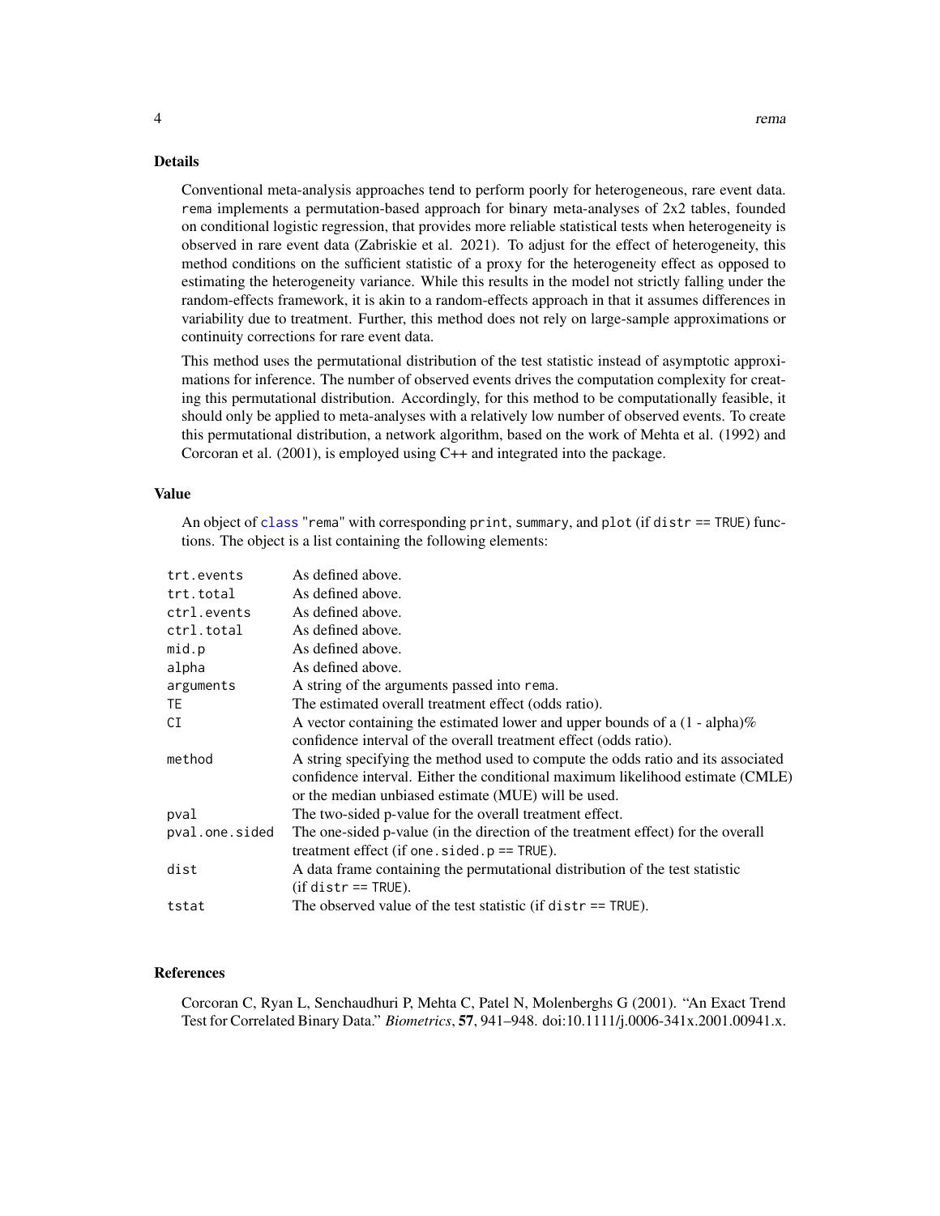## Details

Conventional meta-analysis approaches tend to perform poorly for heterogeneous, rare event data. `rema` implements a permutation-based approach for binary meta-analyses of 2x2 tables, founded on conditional logistic regression, that provides more reliable statistical tests when heterogeneity is observed in rare event data (Zabriskie et al. 2021). To adjust for the effect of heterogeneity, this method conditions on the sufficient statistic of a proxy for the heterogeneity effect as opposed to estimating the heterogeneity variance. While this results in the model not strictly falling under the random-effects framework, it is akin to a random-effects approach in that it assumes differences in variability due to treatment. Further, this method does not rely on large-sample approximations or continuity corrections for rare event data.

This method uses the permutational distribution of the test statistic instead of asymptotic approximations for inference. The number of observed events drives the computation complexity for creating this permutational distribution. Accordingly, for this method to be computationally feasible, it should only be applied to meta-analyses with a relatively low number of observed events. To create this permutational distribution, a network algorithm, based on the work of Mehta et al. (1992) and Corcoran et al. (2001), is employed using C++ and integrated into the package.

## Value

An object of `class` "rema" with corresponding `print`, `summary`, and `plot` (if `distr == TRUE`) functions. The object is a list containing the following elements:

| | |
|---|---|
| `trt.events` | As defined above. |
| `trt.total` | As defined above. |
| `ctrl.events` | As defined above. |
| `ctrl.total` | As defined above. |
| `mid.p` | As defined above. |
| `alpha` | As defined above. |
| `arguments` | A string of the arguments passed into `rema`. |
| `TE` | The estimated overall treatment effect (odds ratio). |
| `CI` | A vector containing the estimated lower and upper bounds of a (1 - alpha)% confidence interval of the overall treatment effect (odds ratio). |
| `method` | A string specifying the method used to compute the odds ratio and its associated confidence interval. Either the conditional maximum likelihood estimate (CMLE) or the median unbiased estimate (MUE) will be used. |
| `pval` | The two-sided p-value for the overall treatment effect. |
| `pval.one.sided` | The one-sided p-value (in the direction of the treatment effect) for the overall treatment effect (if `one.sided.p == TRUE`). |
| `dist` | A data frame containing the permutational distribution of the test statistic (if `distr == TRUE`). |
| `tstat` | The observed value of the test statistic (if `distr == TRUE`). |

## References

Corcoran C, Ryan L, Senchaudhuri P, Mehta C, Patel N, Molenberghs G (2001). "An Exact Trend Test for Correlated Binary Data." *Biometrics*, **57**, 941–948. doi:10.1111/j.0006-341x.2001.00941.x.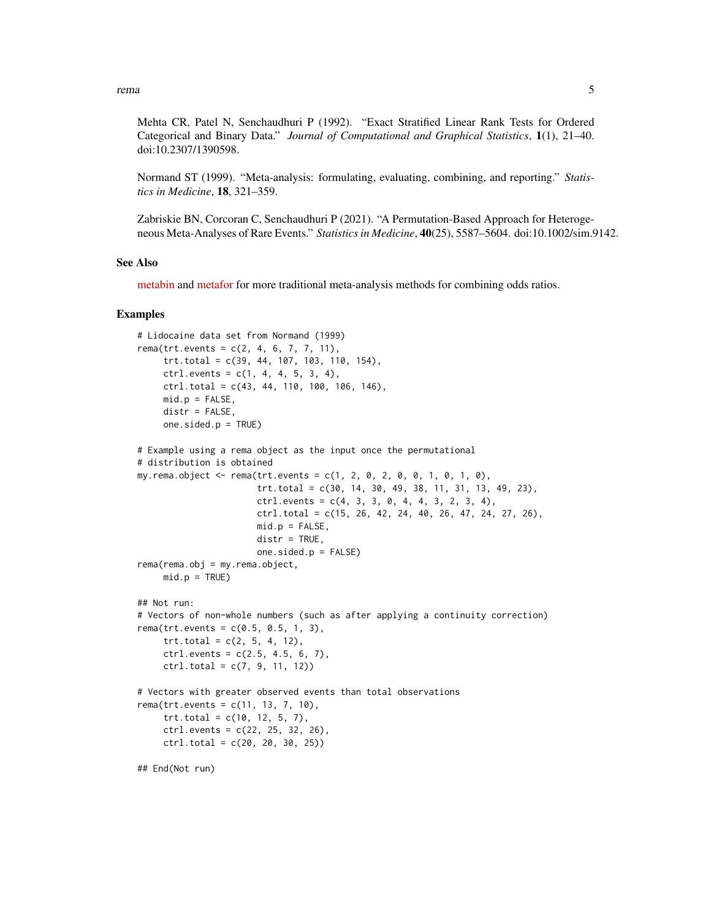Mehta CR, Patel N, Senchaudhuri P (1992). "Exact Stratified Linear Rank Tests for Ordered Categorical and Binary Data." *Journal of Computational and Graphical Statistics*, **1**(1), 21–40. doi:10.2307/1390598.

Normand ST (1999). "Meta-analysis: formulating, evaluating, combining, and reporting." *Statistics in Medicine*, **18**, 321–359.

Zabriskie BN, Corcoran C, Senchaudhuri P (2021). "A Permutation-Based Approach for Heterogeneous Meta-Analyses of Rare Events." *Statistics in Medicine*, **40**(25), 5587–5604. doi:10.1002/sim.9142.

## See Also

metabin and metafor for more traditional meta-analysis methods for combining odds ratios.

## Examples

```
# Lidocaine data set from Normand (1999)
rema(trt.events = c(2, 4, 6, 7, 7, 11),
     trt.total = c(39, 44, 107, 103, 110, 154),
     ctrl.events = c(1, 4, 4, 5, 3, 4),
     ctrl.total = c(43, 44, 110, 100, 106, 146),
     mid.p = FALSE,
     distr = FALSE,
     one.sided.p = TRUE)

# Example using a rema object as the input once the permutational
# distribution is obtained
my.rema.object <- rema(trt.events = c(1, 2, 0, 2, 0, 0, 1, 0, 1, 0),
                       trt.total = c(30, 14, 30, 49, 38, 11, 31, 13, 49, 23),
                       ctrl.events = c(4, 3, 3, 0, 4, 4, 3, 2, 3, 4),
                       ctrl.total = c(15, 26, 42, 24, 40, 26, 47, 24, 27, 26),
                       mid.p = FALSE,
                       distr = TRUE,
                       one.sided.p = FALSE)
rema(rema.obj = my.rema.object,
     mid.p = TRUE)

## Not run:
# Vectors of non-whole numbers (such as after applying a continuity correction)
rema(trt.events = c(0.5, 0.5, 1, 3),
     trt.total = c(2, 5, 4, 12),
     ctrl.events = c(2.5, 4.5, 6, 7),
     ctrl.total = c(7, 9, 11, 12))

# Vectors with greater observed events than total observations
rema(trt.events = c(11, 13, 7, 10),
     trt.total = c(10, 12, 5, 7),
     ctrl.events = c(22, 25, 32, 26),
     ctrl.total = c(20, 20, 30, 25))

## End(Not run)
```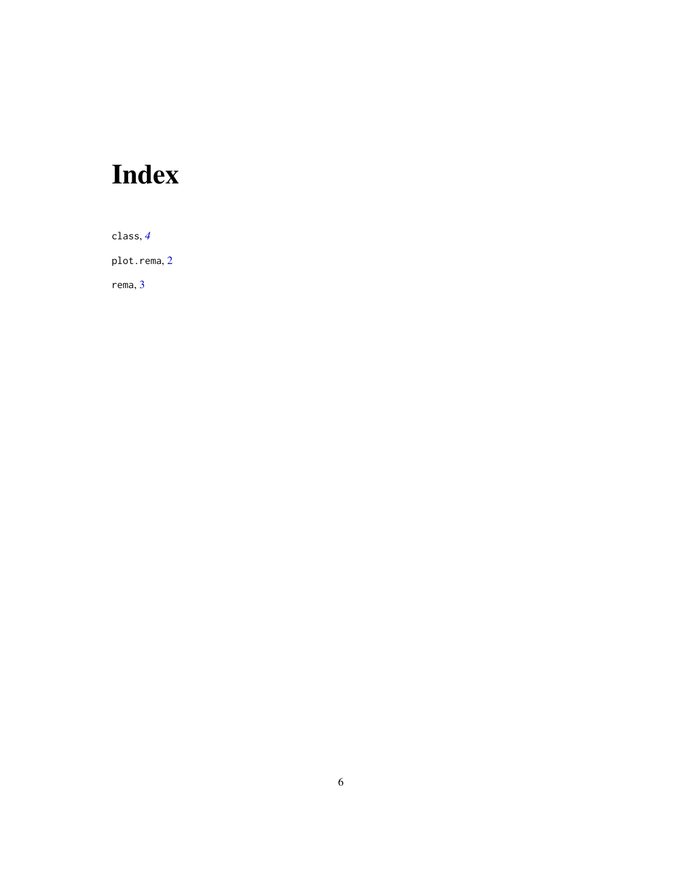# Index

`class`, *4*

`plot.rema`, 2

`rema`, 3